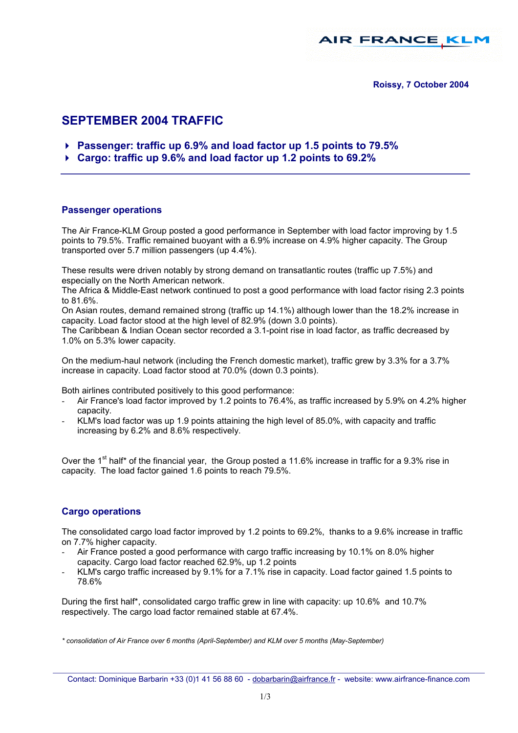Roissy, 7 October 2004

# SEPTEMBER 2004 TRAFFIC

- **Passenger: traffic up 6.9% and load factor up 1.5 points to 79.5%**
- **Cargo: traffic up 9.6% and load factor up 1.2 points to 69.2%**

## Passenger operations

The Air France-KLM Group posted a good performance in September with load factor improving by 1.5 points to 79.5%. Traffic remained buoyant with a 6.9% increase on 4.9% higher capacity. The Group transported over 5.7 million passengers (up 4.4%).

These results were driven notably by strong demand on transatlantic routes (traffic up 7.5%) and especially on the North American network.
The Africa & Middle-East network continued to post a good performance with load factor rising 2.3 points to 81.6%.
On Asian routes, demand remained strong (traffic up 14.1%) although lower than the 18.2% increase in capacity. Load factor stood at the high level of 82.9% (down 3.0 points).
The Caribbean & Indian Ocean sector recorded a 3.1-point rise in load factor, as traffic decreased by 1.0% on 5.3% lower capacity.

On the medium-haul network (including the French domestic market), traffic grew by 3.3% for a 3.7% increase in capacity. Load factor stood at 70.0% (down 0.3 points).

Both airlines contributed positively to this good performance:
- Air France's load factor improved by 1.2 points to 76.4%, as traffic increased by 5.9% on 4.2% higher capacity.
- KLM's load factor was up 1.9 points attaining the high level of 85.0%, with capacity and traffic increasing by 6.2% and 8.6% respectively.

Over the 1st half* of the financial year, the Group posted a 11.6% increase in traffic for a 9.3% rise in capacity. The load factor gained 1.6 points to reach 79.5%.

## Cargo operations

The consolidated cargo load factor improved by 1.2 points to 69.2%, thanks to a 9.6% increase in traffic on 7.7% higher capacity.
- Air France posted a good performance with cargo traffic increasing by 10.1% on 8.0% higher capacity. Cargo load factor reached 62.9%, up 1.2 points
- KLM's cargo traffic increased by 9.1% for a 7.1% rise in capacity. Load factor gained 1.5 points to 78.6%

During the first half*, consolidated cargo traffic grew in line with capacity: up 10.6% and 10.7% respectively. The cargo load factor remained stable at 67.4%.

*\* consolidation of Air France over 6 months (April-September) and KLM over 5 months (May-September)*

Contact: Dominique Barbarin +33 (0)1 41 56 88 60 - dobarbarin@airfrance.fr - website: www.airfrance-finance.com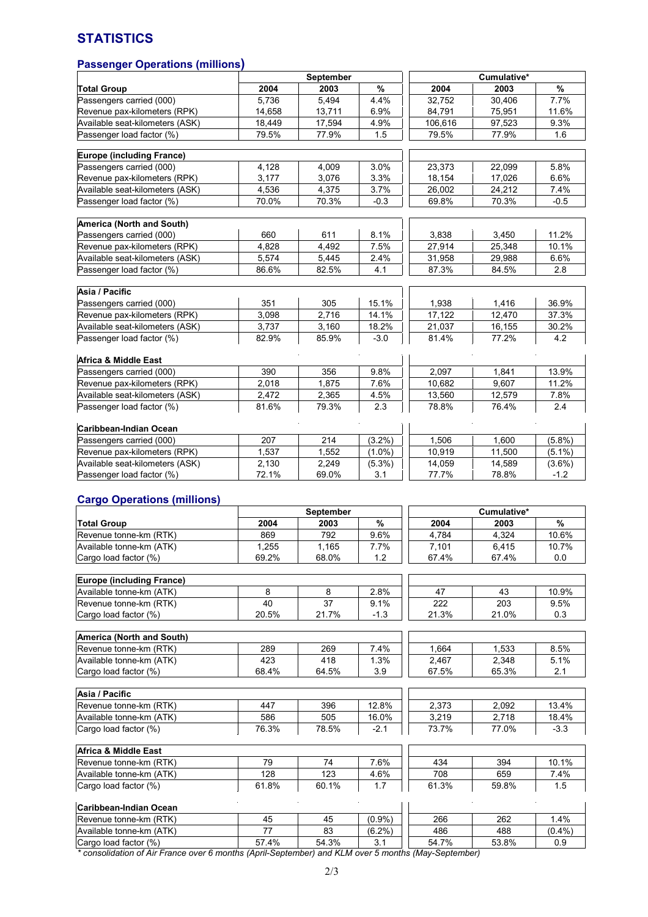# STATISTICS

## Passenger Operations (millions)

| | September | | | Cumulative* | | |
|---|---|---|---|---|---|---|
| **Total Group** | **2004** | **2003** | **%** | **2004** | **2003** | **%** |
| Passengers carried (000) | 5,736 | 5,494 | 4.4% | 32,752 | 30,406 | 7.7% |
| Revenue pax-kilometers (RPK) | 14,658 | 13,711 | 6.9% | 84,791 | 75,951 | 11.6% |
| Available seat-kilometers (ASK) | 18,449 | 17,594 | 4.9% | 106,616 | 97,523 | 9.3% |
| Passenger load factor (%) | 79.5% | 77.9% | 1.5 | 79.5% | 77.9% | 1.6 |
| **Europe (including France)** | | | | | | |
| Passengers carried (000) | 4,128 | 4,009 | 3.0% | 23,373 | 22,099 | 5.8% |
| Revenue pax-kilometers (RPK) | 3,177 | 3,076 | 3.3% | 18,154 | 17,026 | 6.6% |
| Available seat-kilometers (ASK) | 4,536 | 4,375 | 3.7% | 26,002 | 24,212 | 7.4% |
| Passenger load factor (%) | 70.0% | 70.3% | -0.3 | 69.8% | 70.3% | -0.5 |
| **America (North and South)** | | | | | | |
| Passengers carried (000) | 660 | 611 | 8.1% | 3,838 | 3,450 | 11.2% |
| Revenue pax-kilometers (RPK) | 4,828 | 4,492 | 7.5% | 27,914 | 25,348 | 10.1% |
| Available seat-kilometers (ASK) | 5,574 | 5,445 | 2.4% | 31,958 | 29,988 | 6.6% |
| Passenger load factor (%) | 86.6% | 82.5% | 4.1 | 87.3% | 84.5% | 2.8 |
| **Asia / Pacific** | | | | | | |
| Passengers carried (000) | 351 | 305 | 15.1% | 1,938 | 1,416 | 36.9% |
| Revenue pax-kilometers (RPK) | 3,098 | 2,716 | 14.1% | 17,122 | 12,470 | 37.3% |
| Available seat-kilometers (ASK) | 3,737 | 3,160 | 18.2% | 21,037 | 16,155 | 30.2% |
| Passenger load factor (%) | 82.9% | 85.9% | -3.0 | 81.4% | 77.2% | 4.2 |
| **Africa & Middle East** | | | | | | |
| Passengers carried (000) | 390 | 356 | 9.8% | 2,097 | 1,841 | 13.9% |
| Revenue pax-kilometers (RPK) | 2,018 | 1,875 | 7.6% | 10,682 | 9,607 | 11.2% |
| Available seat-kilometers (ASK) | 2,472 | 2,365 | 4.5% | 13,560 | 12,579 | 7.8% |
| Passenger load factor (%) | 81.6% | 79.3% | 2.3 | 78.8% | 76.4% | 2.4 |
| **Caribbean-Indian Ocean** | | | | | | |
| Passengers carried (000) | 207 | 214 | (3.2%) | 1,506 | 1,600 | (5.8%) |
| Revenue pax-kilometers (RPK) | 1,537 | 1,552 | (1.0%) | 10,919 | 11,500 | (5.1%) |
| Available seat-kilometers (ASK) | 2,130 | 2,249 | (5.3%) | 14,059 | 14,589 | (3.6%) |
| Passenger load factor (%) | 72.1% | 69.0% | 3.1 | 77.7% | 78.8% | -1.2 |

## Cargo Operations (millions)

| | September | | | Cumulative* | | |
|---|---|---|---|---|---|---|
| **Total Group** | **2004** | **2003** | **%** | **2004** | **2003** | **%** |
| Revenue tonne-km (RTK) | 869 | 792 | 9.6% | 4,784 | 4,324 | 10.6% |
| Available tonne-km (ATK) | 1,255 | 1,165 | 7.7% | 7,101 | 6,415 | 10.7% |
| Cargo load factor (%) | 69.2% | 68.0% | 1.2 | 67.4% | 67.4% | 0.0 |
| **Europe (including France)** | | | | | | |
| Available tonne-km (ATK) | 8 | 8 | 2.8% | 47 | 43 | 10.9% |
| Revenue tonne-km (RTK) | 40 | 37 | 9.1% | 222 | 203 | 9.5% |
| Cargo load factor (%) | 20.5% | 21.7% | -1.3 | 21.3% | 21.0% | 0.3 |
| **America (North and South)** | | | | | | |
| Revenue tonne-km (RTK) | 289 | 269 | 7.4% | 1,664 | 1,533 | 8.5% |
| Available tonne-km (ATK) | 423 | 418 | 1.3% | 2,467 | 2,348 | 5.1% |
| Cargo load factor (%) | 68.4% | 64.5% | 3.9 | 67.5% | 65.3% | 2.1 |
| **Asia / Pacific** | | | | | | |
| Revenue tonne-km (RTK) | 447 | 396 | 12.8% | 2,373 | 2,092 | 13.4% |
| Available tonne-km (ATK) | 586 | 505 | 16.0% | 3,219 | 2,718 | 18.4% |
| Cargo load factor (%) | 76.3% | 78.5% | -2.1 | 73.7% | 77.0% | -3.3 |
| **Africa & Middle East** | | | | | | |
| Revenue tonne-km (RTK) | 79 | 74 | 7.6% | 434 | 394 | 10.1% |
| Available tonne-km (ATK) | 128 | 123 | 4.6% | 708 | 659 | 7.4% |
| Cargo load factor (%) | 61.8% | 60.1% | 1.7 | 61.3% | 59.8% | 1.5 |
| **Caribbean-Indian Ocean** | | | | | | |
| Revenue tonne-km (RTK) | 45 | 45 | (0.9%) | 266 | 262 | 1.4% |
| Available tonne-km (ATK) | 77 | 83 | (6.2%) | 486 | 488 | (0.4%) |
| Cargo load factor (%) | 57.4% | 54.3% | 3.1 | 54.7% | 53.8% | 0.9 |

*\* consolidation of Air France over 6 months (April-September) and KLM over 5 months (May-September)*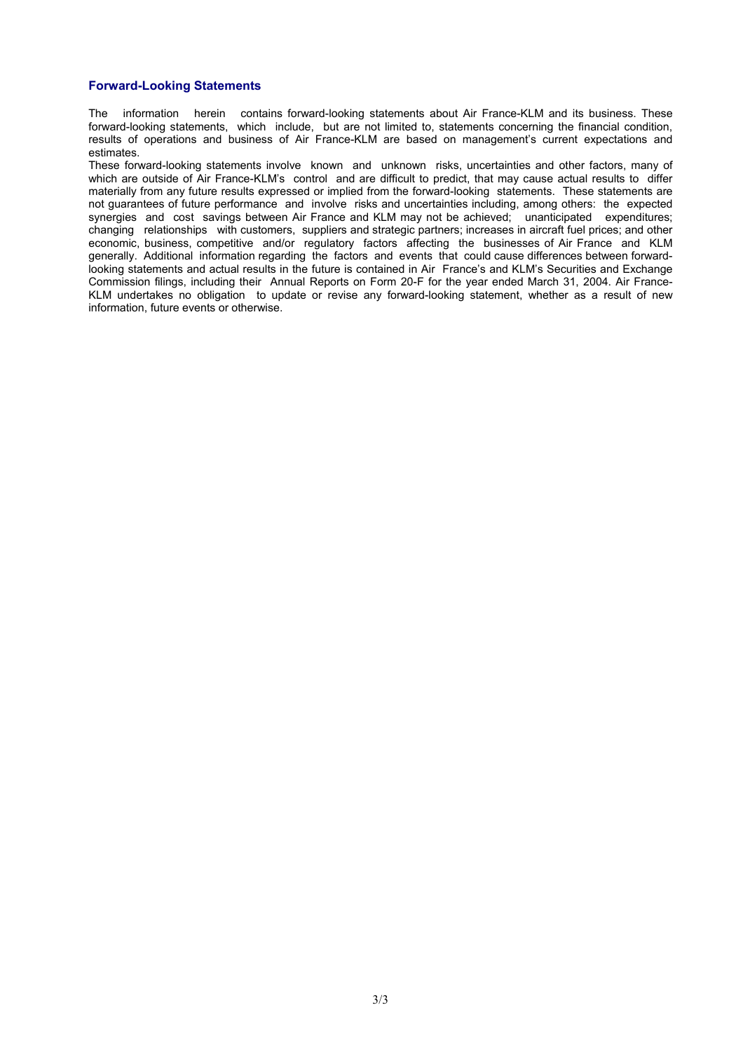### Forward-Looking Statements

The information herein contains forward-looking statements about Air France-KLM and its business. These forward-looking statements, which include, but are not limited to, statements concerning the financial condition, results of operations and business of Air France-KLM are based on management's current expectations and estimates.

These forward-looking statements involve known and unknown risks, uncertainties and other factors, many of which are outside of Air France-KLM's control and are difficult to predict, that may cause actual results to differ materially from any future results expressed or implied from the forward-looking statements. These statements are not guarantees of future performance and involve risks and uncertainties including, among others: the expected synergies and cost savings between Air France and KLM may not be achieved; unanticipated expenditures; changing relationships with customers, suppliers and strategic partners; increases in aircraft fuel prices; and other economic, business, competitive and/or regulatory factors affecting the businesses of Air France and KLM generally. Additional information regarding the factors and events that could cause differences between forward-looking statements and actual results in the future is contained in Air France's and KLM's Securities and Exchange Commission filings, including their Annual Reports on Form 20-F for the year ended March 31, 2004. Air France-KLM undertakes no obligation to update or revise any forward-looking statement, whether as a result of new information, future events or otherwise.